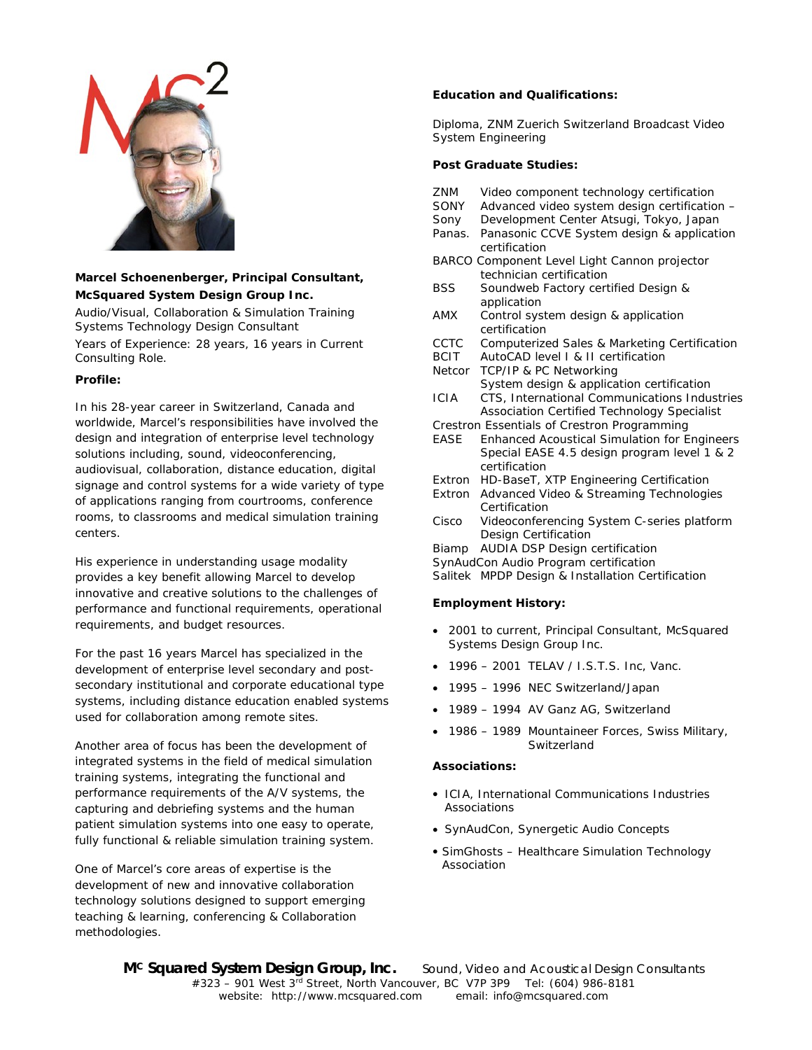**Marcel Schoenenberger, Principal Consultant, McSquared System Design Group Inc.**

Audio/Visual, Collaboration & Simulation Training Systems Technology Design Consultant

Years of Experience: 28 years, 16 years in Current Consulting Role.

**Profile:**

In his 28-year career in Switzerland, Canada and worldwide, Marcel's responsibilities have involved the design and integration of enterprise level technology solutions including, sound, videoconferencing, audiovisual, collaboration, distance education, digital signage and control systems for a wide variety of type of applications ranging from courtrooms, conference rooms, to classrooms and medical simulation training centers.

His experience in understanding usage modality provides a key benefit allowing Marcel to develop innovative and creative solutions to the challenges of performance and functional requirements, operational requirements, and budget resources.

For the past 16 years Marcel has specialized in the development of enterprise level secondary and post-secondary institutional and corporate educational type systems, including distance education enabled systems used for collaboration among remote sites.

Another area of focus has been the development of integrated systems in the field of medical simulation training systems, integrating the functional and performance requirements of the A/V systems, the capturing and debriefing systems and the human patient simulation systems into one easy to operate, fully functional & reliable simulation training system.

One of Marcel's core areas of expertise is the development of new and innovative collaboration technology solutions designed to support emerging teaching & learning, conferencing & Collaboration methodologies.

**Education and Qualifications:**

Diploma, ZNM Zuerich Switzerland Broadcast Video System Engineering

**Post Graduate Studies:**

| | |
|---|---|
| ZNM | Video component technology certification |
| SONY | Advanced video system design certification – |
| Sony | Development Center Atsugi, Tokyo, Japan |
| Panas. | Panasonic CCVE System design & application certification |
| BARCO | Component Level Light Cannon projector technician certification |
| BSS | Soundweb Factory certified Design & application |
| AMX | Control system design & application certification |
| CCTC | Computerized Sales & Marketing Certification |
| BCIT | AutoCAD level I & II certification |
| Netcor | TCP/IP & PC Networking System design & application certification |
| ICIA | CTS, International Communications Industries Association Certified Technology Specialist |
| Crestron | Essentials of Crestron Programming |
| EASE | Enhanced Acoustical Simulation for Engineers Special EASE 4.5 design program level 1 & 2 certification |
| Extron | HD-BaseT, XTP Engineering Certification |
| Extron | Advanced Video & Streaming Technologies Certification |
| Cisco | Videoconferencing System C-series platform Design Certification |
| Biamp | AUDIA DSP Design certification |
| SynAudCon | Audio Program certification |
| Salitek | MPDP Design & Installation Certification |

**Employment History:**

- 2001 to current, Principal Consultant, McSquared Systems Design Group Inc.
- 1996 – 2001 TELAV / I.S.T.S. Inc, Vanc.
- 1995 – 1996 NEC Switzerland/Japan
- 1989 – 1994 AV Ganz AG, Switzerland
- 1986 – 1989 Mountaineer Forces, Swiss Military, Switzerland

**Associations:**

- ICIA, International Communications Industries Associations
- SynAudCon, Synergetic Audio Concepts
- SimGhosts – Healthcare Simulation Technology Association

**M^C Squared System Design Group, Inc.** Sound, Video and Acoustical Design Consultants
#323 – 901 West 3rd Street, North Vancouver, BC V7P 3P9 Tel: (604) 986-8181
website: http://www.mcsquared.com email: info@mcsquared.com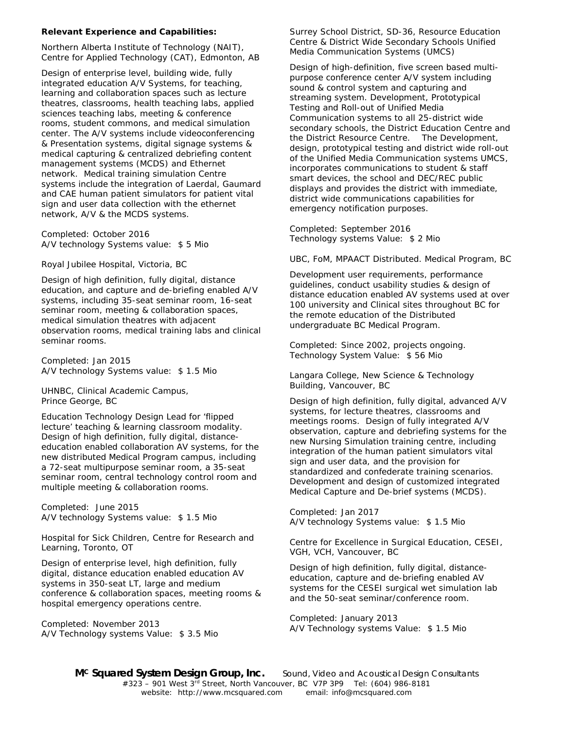**Relevant Experience and Capabilities:**

Northern Alberta Institute of Technology (NAIT), Centre for Applied Technology (CAT), Edmonton, AB

Design of enterprise level, building wide, fully integrated education A/V Systems, for teaching, learning and collaboration spaces such as lecture theatres, classrooms, health teaching labs, applied sciences teaching labs, meeting & conference rooms, student commons, and medical simulation center. The A/V systems include videoconferencing & Presentation systems, digital signage systems & medical capturing & centralized debriefing content management systems (MCDS) and Ethernet network. Medical training simulation Centre systems include the integration of Laerdal, Gaumard and CAE human patient simulators for patient vital sign and user data collection with the ethernet network, A/V & the MCDS systems.

Completed: October 2016
A/V technology Systems value: $ 5 Mio

Royal Jubilee Hospital, Victoria, BC

Design of high definition, fully digital, distance education, and capture and de-briefing enabled A/V systems, including 35-seat seminar room, 16-seat seminar room, meeting & collaboration spaces, medical simulation theatres with adjacent observation rooms, medical training labs and clinical seminar rooms.

Completed: Jan 2015
A/V technology Systems value: $ 1.5 Mio

UHNBC, Clinical Academic Campus, Prince George, BC

Education Technology Design Lead for 'flipped lecture' teaching & learning classroom modality. Design of high definition, fully digital, distance-education enabled collaboration AV systems, for the new distributed Medical Program campus, including a 72-seat multipurpose seminar room, a 35-seat seminar room, central technology control room and multiple meeting & collaboration rooms.

Completed: June 2015
A/V technology Systems value: $ 1.5 Mio

Hospital for Sick Children, Centre for Research and Learning, Toronto, OT

Design of enterprise level, high definition, fully digital, distance education enabled education AV systems in 350-seat LT, large and medium conference & collaboration spaces, meeting rooms & hospital emergency operations centre.

Completed: November 2013
A/V Technology systems Value: $ 3.5 Mio

Surrey School District, SD-36, Resource Education Centre & District Wide Secondary Schools Unified Media Communication Systems (UMCS)

Design of high-definition, five screen based multi-purpose conference center A/V system including sound & control system and capturing and streaming system. Development, Prototypical Testing and Roll-out of Unified Media Communication systems to all 25-district wide secondary schools, the District Education Centre and the District Resource Centre. The Development, design, prototypical testing and district wide roll-out of the Unified Media Communication systems UMCS, incorporates communications to student & staff smart devices, the school and DEC/REC public displays and provides the district with immediate, district wide communications capabilities for emergency notification purposes.

Completed: September 2016
Technology systems Value: $ 2 Mio

UBC, FoM, MPAACT Distributed. Medical Program, BC

Development user requirements, performance guidelines, conduct usability studies & design of distance education enabled AV systems used at over 100 university and Clinical sites throughout BC for the remote education of the Distributed undergraduate BC Medical Program.

Completed: Since 2002, projects ongoing.
Technology System Value: $ 56 Mio

Langara College, New Science & Technology Building, Vancouver, BC

Design of high definition, fully digital, advanced A/V systems, for lecture theatres, classrooms and meetings rooms. Design of fully integrated A/V observation, capture and debriefing systems for the new Nursing Simulation training centre, including integration of the human patient simulators vital sign and user data, and the provision for standardized and confederate training scenarios. Development and design of customized integrated Medical Capture and De-brief systems (MCDS).

Completed: Jan 2017
A/V technology Systems value: $ 1.5 Mio

Centre for Excellence in Surgical Education, CESEI, VGH, VCH, Vancouver, BC

Design of high definition, fully digital, distance-education, capture and de-briefing enabled AV systems for the CESEI surgical wet simulation lab and the 50-seat seminar/conference room.

Completed: January 2013
A/V Technology systems Value: $ 1.5 Mio